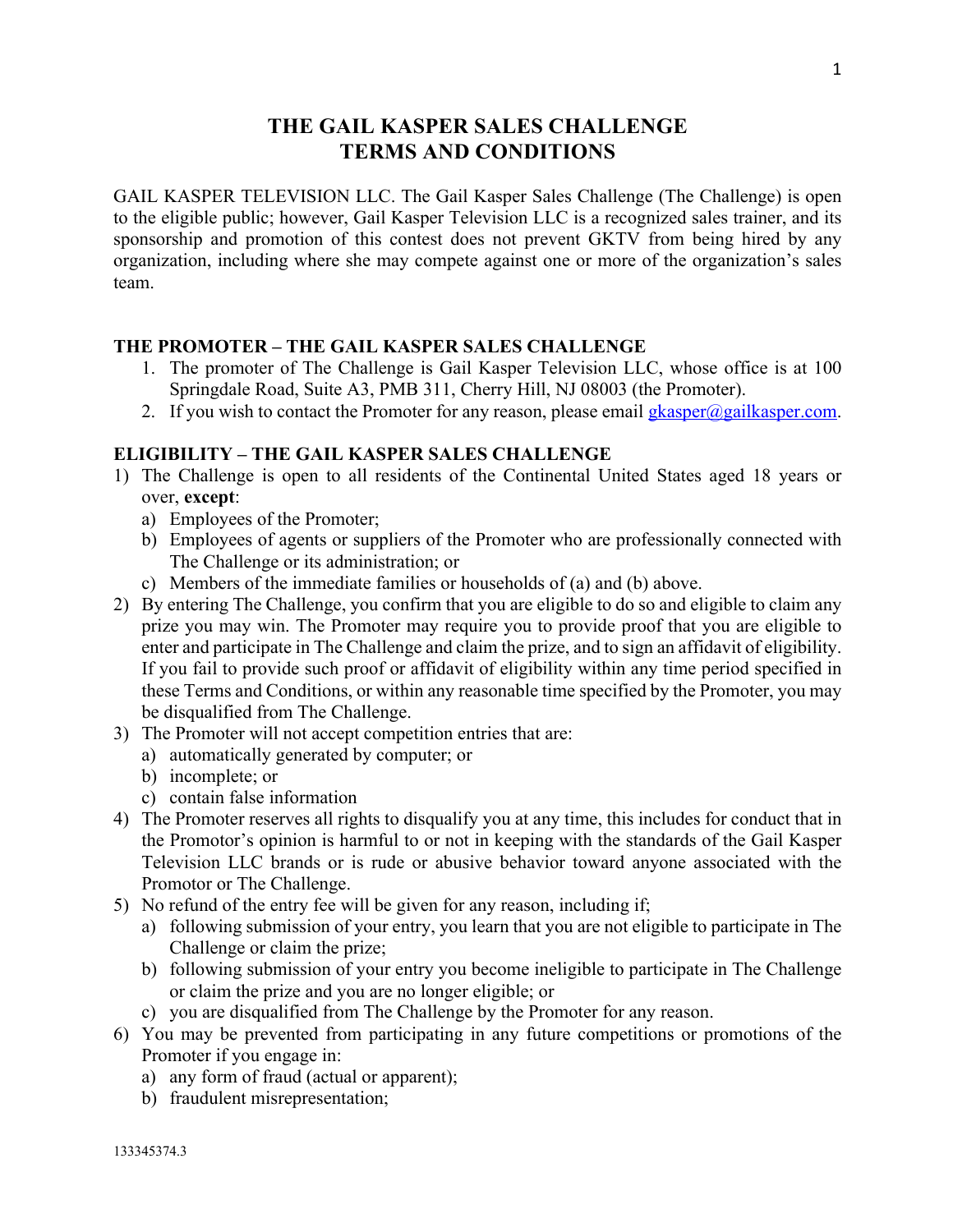# THE GAIL KASPER SALES CHALLENGE
# TERMS AND CONDITIONS

GAIL KASPER TELEVISION LLC. The Gail Kasper Sales Challenge (The Challenge) is open to the eligible public; however, Gail Kasper Television LLC is a recognized sales trainer, and its sponsorship and promotion of this contest does not prevent GKTV from being hired by any organization, including where she may compete against one or more of the organization's sales team.

## THE PROMOTER – THE GAIL KASPER SALES CHALLENGE

1. The promoter of The Challenge is Gail Kasper Television LLC, whose office is at 100 Springdale Road, Suite A3, PMB 311, Cherry Hill, NJ 08003 (the Promoter).
2. If you wish to contact the Promoter for any reason, please email gkasper@gailkasper.com.

## ELIGIBILITY – THE GAIL KASPER SALES CHALLENGE

1) The Challenge is open to all residents of the Continental United States aged 18 years or over, **except**:
   a) Employees of the Promoter;
   b) Employees of agents or suppliers of the Promoter who are professionally connected with The Challenge or its administration; or
   c) Members of the immediate families or households of (a) and (b) above.
2) By entering The Challenge, you confirm that you are eligible to do so and eligible to claim any prize you may win. The Promoter may require you to provide proof that you are eligible to enter and participate in The Challenge and claim the prize, and to sign an affidavit of eligibility. If you fail to provide such proof or affidavit of eligibility within any time period specified in these Terms and Conditions, or within any reasonable time specified by the Promoter, you may be disqualified from The Challenge.
3) The Promoter will not accept competition entries that are:
   a) automatically generated by computer; or
   b) incomplete; or
   c) contain false information
4) The Promoter reserves all rights to disqualify you at any time, this includes for conduct that in the Promotor's opinion is harmful to or not in keeping with the standards of the Gail Kasper Television LLC brands or is rude or abusive behavior toward anyone associated with the Promotor or The Challenge.
5) No refund of the entry fee will be given for any reason, including if;
   a) following submission of your entry, you learn that you are not eligible to participate in The Challenge or claim the prize;
   b) following submission of your entry you become ineligible to participate in The Challenge or claim the prize and you are no longer eligible; or
   c) you are disqualified from The Challenge by the Promoter for any reason.
6) You may be prevented from participating in any future competitions or promotions of the Promoter if you engage in:
   a) any form of fraud (actual or apparent);
   b) fraudulent misrepresentation;

133345374.3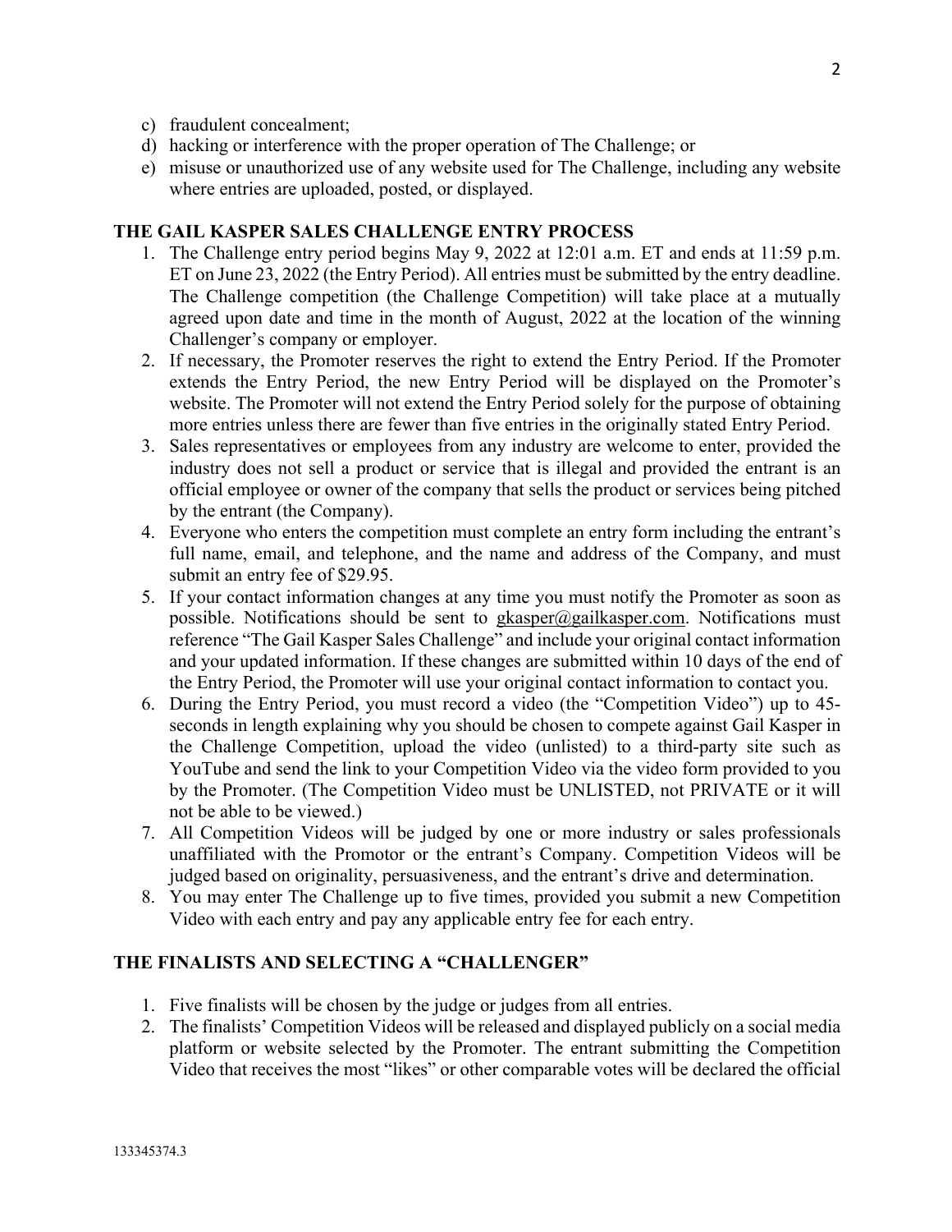c) fraudulent concealment;
d) hacking or interference with the proper operation of The Challenge; or
e) misuse or unauthorized use of any website used for The Challenge, including any website where entries are uploaded, posted, or displayed.

## THE GAIL KASPER SALES CHALLENGE ENTRY PROCESS

1. The Challenge entry period begins May 9, 2022 at 12:01 a.m. ET and ends at 11:59 p.m. ET on June 23, 2022 (the Entry Period). All entries must be submitted by the entry deadline. The Challenge competition (the Challenge Competition) will take place at a mutually agreed upon date and time in the month of August, 2022 at the location of the winning Challenger's company or employer.
2. If necessary, the Promoter reserves the right to extend the Entry Period. If the Promoter extends the Entry Period, the new Entry Period will be displayed on the Promoter's website. The Promoter will not extend the Entry Period solely for the purpose of obtaining more entries unless there are fewer than five entries in the originally stated Entry Period.
3. Sales representatives or employees from any industry are welcome to enter, provided the industry does not sell a product or service that is illegal and provided the entrant is an official employee or owner of the company that sells the product or services being pitched by the entrant (the Company).
4. Everyone who enters the competition must complete an entry form including the entrant's full name, email, and telephone, and the name and address of the Company, and must submit an entry fee of $29.95.
5. If your contact information changes at any time you must notify the Promoter as soon as possible. Notifications should be sent to gkasper@gailkasper.com. Notifications must reference "The Gail Kasper Sales Challenge" and include your original contact information and your updated information. If these changes are submitted within 10 days of the end of the Entry Period, the Promoter will use your original contact information to contact you.
6. During the Entry Period, you must record a video (the "Competition Video") up to 45-seconds in length explaining why you should be chosen to compete against Gail Kasper in the Challenge Competition, upload the video (unlisted) to a third-party site such as YouTube and send the link to your Competition Video via the video form provided to you by the Promoter. (The Competition Video must be UNLISTED, not PRIVATE or it will not be able to be viewed.)
7. All Competition Videos will be judged by one or more industry or sales professionals unaffiliated with the Promotor or the entrant's Company. Competition Videos will be judged based on originality, persuasiveness, and the entrant's drive and determination.
8. You may enter The Challenge up to five times, provided you submit a new Competition Video with each entry and pay any applicable entry fee for each entry.

## THE FINALISTS AND SELECTING A "CHALLENGER"

1. Five finalists will be chosen by the judge or judges from all entries.
2. The finalists' Competition Videos will be released and displayed publicly on a social media platform or website selected by the Promoter. The entrant submitting the Competition Video that receives the most "likes" or other comparable votes will be declared the official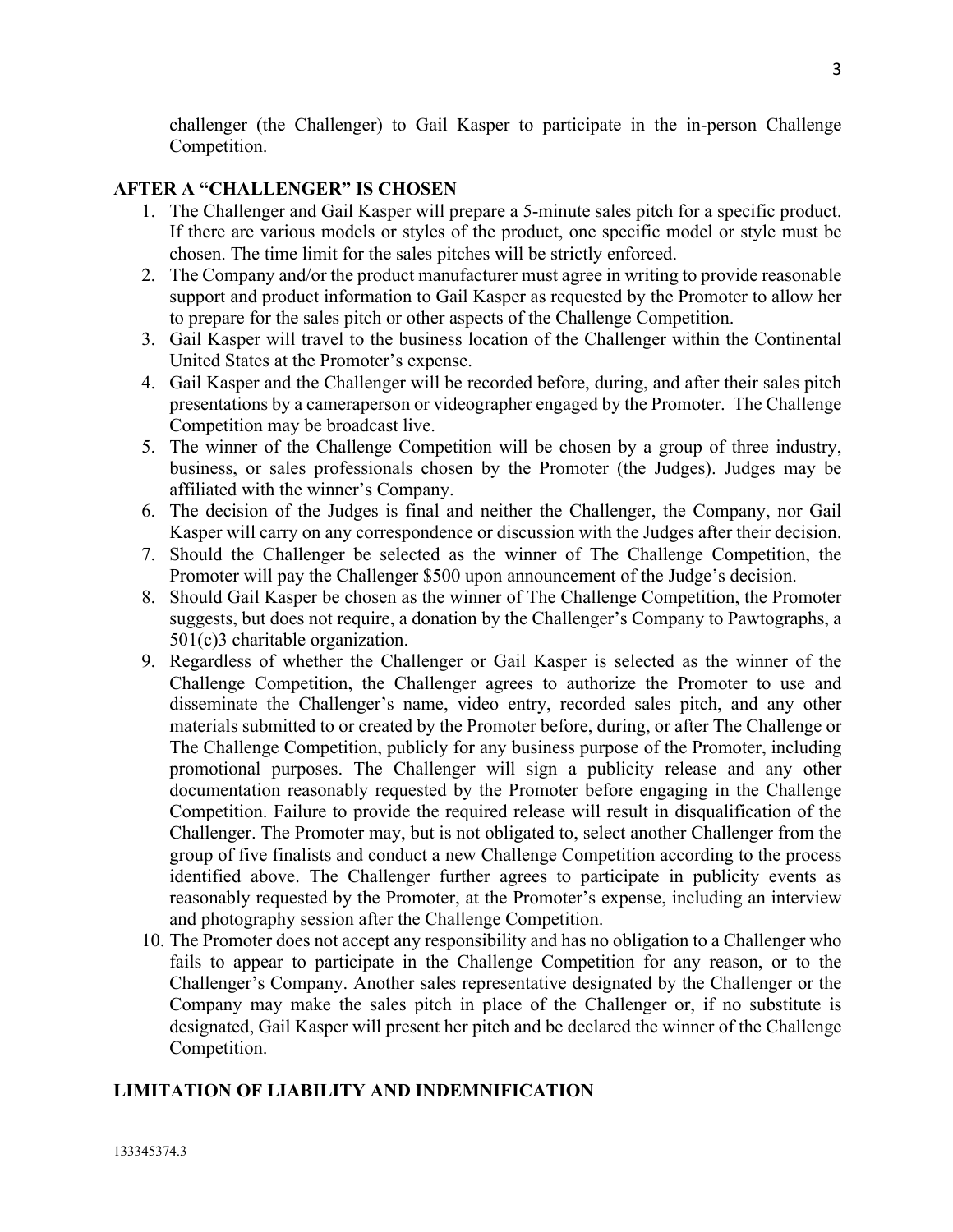challenger (the Challenger) to Gail Kasper to participate in the in-person Challenge Competition.

## AFTER A "CHALLENGER" IS CHOSEN

1. The Challenger and Gail Kasper will prepare a 5-minute sales pitch for a specific product. If there are various models or styles of the product, one specific model or style must be chosen. The time limit for the sales pitches will be strictly enforced.
2. The Company and/or the product manufacturer must agree in writing to provide reasonable support and product information to Gail Kasper as requested by the Promoter to allow her to prepare for the sales pitch or other aspects of the Challenge Competition.
3. Gail Kasper will travel to the business location of the Challenger within the Continental United States at the Promoter's expense.
4. Gail Kasper and the Challenger will be recorded before, during, and after their sales pitch presentations by a cameraperson or videographer engaged by the Promoter. The Challenge Competition may be broadcast live.
5. The winner of the Challenge Competition will be chosen by a group of three industry, business, or sales professionals chosen by the Promoter (the Judges). Judges may be affiliated with the winner's Company.
6. The decision of the Judges is final and neither the Challenger, the Company, nor Gail Kasper will carry on any correspondence or discussion with the Judges after their decision.
7. Should the Challenger be selected as the winner of The Challenge Competition, the Promoter will pay the Challenger $500 upon announcement of the Judge's decision.
8. Should Gail Kasper be chosen as the winner of The Challenge Competition, the Promoter suggests, but does not require, a donation by the Challenger's Company to Pawtographs, a 501(c)3 charitable organization.
9. Regardless of whether the Challenger or Gail Kasper is selected as the winner of the Challenge Competition, the Challenger agrees to authorize the Promoter to use and disseminate the Challenger's name, video entry, recorded sales pitch, and any other materials submitted to or created by the Promoter before, during, or after The Challenge or The Challenge Competition, publicly for any business purpose of the Promoter, including promotional purposes. The Challenger will sign a publicity release and any other documentation reasonably requested by the Promoter before engaging in the Challenge Competition. Failure to provide the required release will result in disqualification of the Challenger. The Promoter may, but is not obligated to, select another Challenger from the group of five finalists and conduct a new Challenge Competition according to the process identified above. The Challenger further agrees to participate in publicity events as reasonably requested by the Promoter, at the Promoter's expense, including an interview and photography session after the Challenge Competition.
10. The Promoter does not accept any responsibility and has no obligation to a Challenger who fails to appear to participate in the Challenge Competition for any reason, or to the Challenger's Company. Another sales representative designated by the Challenger or the Company may make the sales pitch in place of the Challenger or, if no substitute is designated, Gail Kasper will present her pitch and be declared the winner of the Challenge Competition.

## LIMITATION OF LIABILITY AND INDEMNIFICATION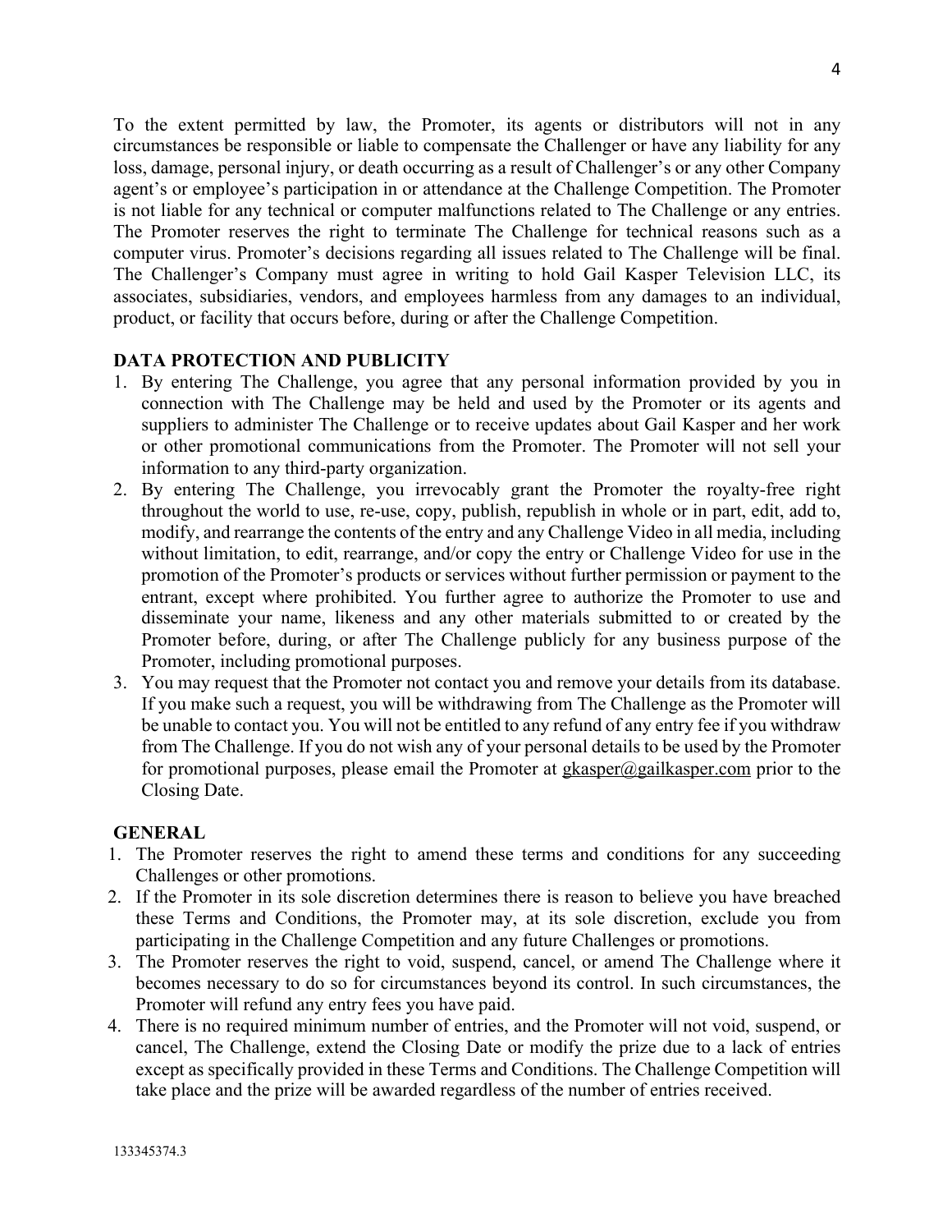To the extent permitted by law, the Promoter, its agents or distributors will not in any circumstances be responsible or liable to compensate the Challenger or have any liability for any loss, damage, personal injury, or death occurring as a result of Challenger's or any other Company agent's or employee's participation in or attendance at the Challenge Competition. The Promoter is not liable for any technical or computer malfunctions related to The Challenge or any entries. The Promoter reserves the right to terminate The Challenge for technical reasons such as a computer virus. Promoter's decisions regarding all issues related to The Challenge will be final. The Challenger's Company must agree in writing to hold Gail Kasper Television LLC, its associates, subsidiaries, vendors, and employees harmless from any damages to an individual, product, or facility that occurs before, during or after the Challenge Competition.

**DATA PROTECTION AND PUBLICITY**

1. By entering The Challenge, you agree that any personal information provided by you in connection with The Challenge may be held and used by the Promoter or its agents and suppliers to administer The Challenge or to receive updates about Gail Kasper and her work or other promotional communications from the Promoter. The Promoter will not sell your information to any third-party organization.
2. By entering The Challenge, you irrevocably grant the Promoter the royalty-free right throughout the world to use, re-use, copy, publish, republish in whole or in part, edit, add to, modify, and rearrange the contents of the entry and any Challenge Video in all media, including without limitation, to edit, rearrange, and/or copy the entry or Challenge Video for use in the promotion of the Promoter's products or services without further permission or payment to the entrant, except where prohibited. You further agree to authorize the Promoter to use and disseminate your name, likeness and any other materials submitted to or created by the Promoter before, during, or after The Challenge publicly for any business purpose of the Promoter, including promotional purposes.
3. You may request that the Promoter not contact you and remove your details from its database. If you make such a request, you will be withdrawing from The Challenge as the Promoter will be unable to contact you. You will not be entitled to any refund of any entry fee if you withdraw from The Challenge. If you do not wish any of your personal details to be used by the Promoter for promotional purposes, please email the Promoter at gkasper@gailkasper.com prior to the Closing Date.

**GENERAL**

1. The Promoter reserves the right to amend these terms and conditions for any succeeding Challenges or other promotions.
2. If the Promoter in its sole discretion determines there is reason to believe you have breached these Terms and Conditions, the Promoter may, at its sole discretion, exclude you from participating in the Challenge Competition and any future Challenges or promotions.
3. The Promoter reserves the right to void, suspend, cancel, or amend The Challenge where it becomes necessary to do so for circumstances beyond its control. In such circumstances, the Promoter will refund any entry fees you have paid.
4. There is no required minimum number of entries, and the Promoter will not void, suspend, or cancel, The Challenge, extend the Closing Date or modify the prize due to a lack of entries except as specifically provided in these Terms and Conditions. The Challenge Competition will take place and the prize will be awarded regardless of the number of entries received.

133345374.3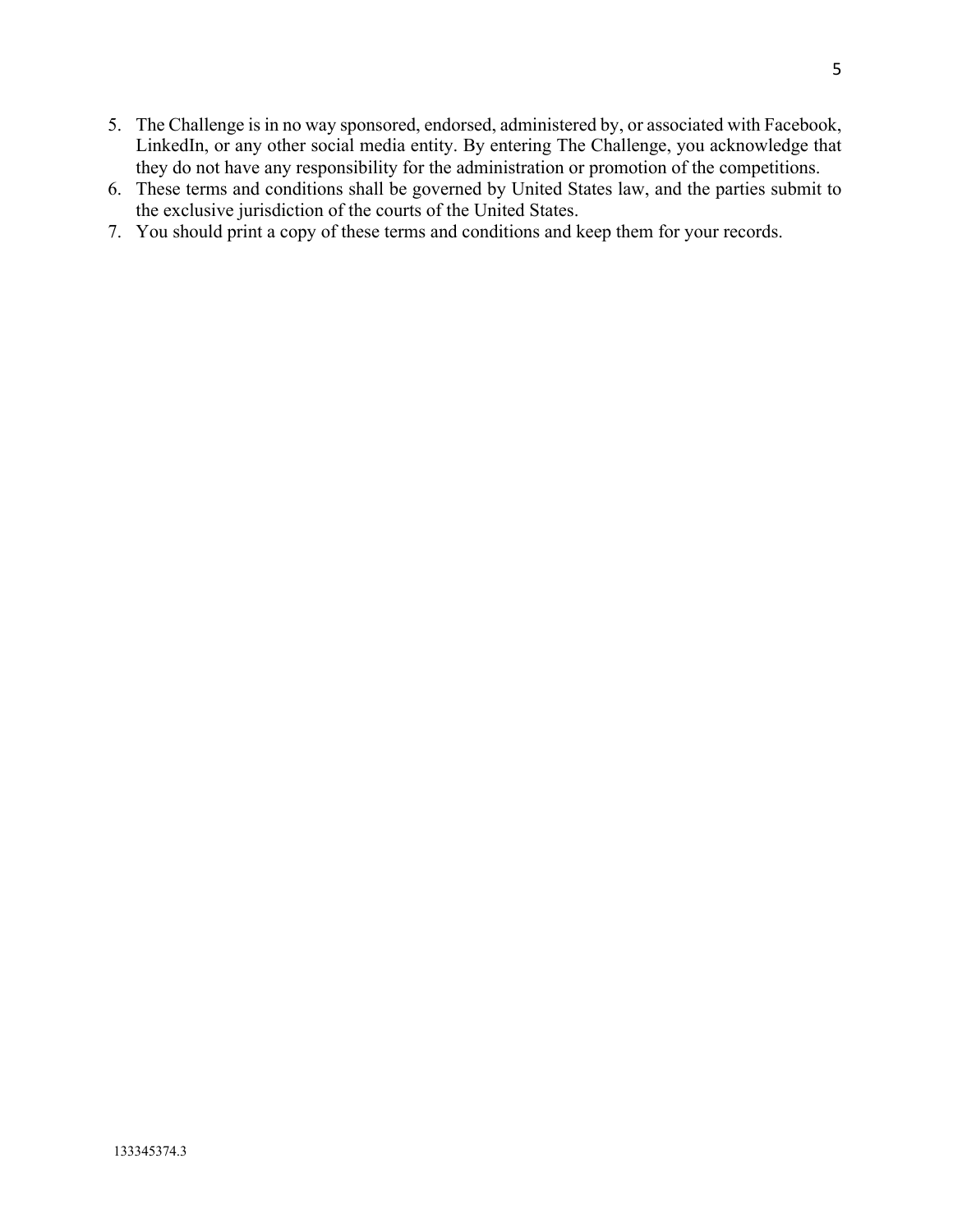5. The Challenge is in no way sponsored, endorsed, administered by, or associated with Facebook, LinkedIn, or any other social media entity. By entering The Challenge, you acknowledge that they do not have any responsibility for the administration or promotion of the competitions.
6. These terms and conditions shall be governed by United States law, and the parties submit to the exclusive jurisdiction of the courts of the United States.
7. You should print a copy of these terms and conditions and keep them for your records.